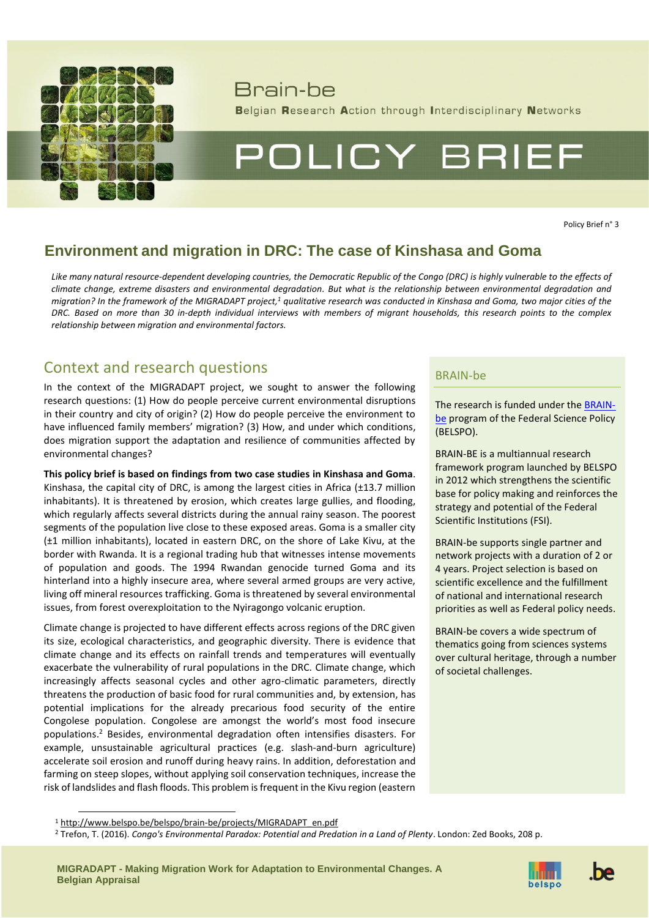# Brain-be

**B**elgian **R**esearch **A**ction through **I**nterdisciplinary **N**etworks

# POLICY BRIEF

Policy Brief n° 3

## Environment and migration in DRC: The case of Kinshasa and Goma

*Like many natural resource-dependent developing countries, the Democratic Republic of the Congo (DRC) is highly vulnerable to the effects of climate change, extreme disasters and environmental degradation. But what is the relationship between environmental degradation and migration? In the framework of the MIGRADAPT project,[1] qualitative research was conducted in Kinshasa and Goma, two major cities of the DRC. Based on more than 30 in-depth individual interviews with members of migrant households, this research points to the complex relationship between migration and environmental factors.*

## Context and research questions

In the context of the MIGRADAPT project, we sought to answer the following research questions: (1) How do people perceive current environmental disruptions in their country and city of origin? (2) How do people perceive the environment to have influenced family members' migration? (3) How, and under which conditions, does migration support the adaptation and resilience of communities affected by environmental changes?

**This policy brief is based on findings from two case studies in Kinshasa and Goma**. Kinshasa, the capital city of DRC, is among the largest cities in Africa (±13.7 million inhabitants). It is threatened by erosion, which creates large gullies, and flooding, which regularly affects several districts during the annual rainy season. The poorest segments of the population live close to these exposed areas. Goma is a smaller city (±1 million inhabitants), located in eastern DRC, on the shore of Lake Kivu, at the border with Rwanda. It is a regional trading hub that witnesses intense movements of population and goods. The 1994 Rwandan genocide turned Goma and its hinterland into a highly insecure area, where several armed groups are very active, living off mineral resources trafficking. Goma is threatened by several environmental issues, from forest overexploitation to the Nyiragongo volcanic eruption.

Climate change is projected to have different effects across regions of the DRC given its size, ecological characteristics, and geographic diversity. There is evidence that climate change and its effects on rainfall trends and temperatures will eventually exacerbate the vulnerability of rural populations in the DRC. Climate change, which increasingly affects seasonal cycles and other agro-climatic parameters, directly threatens the production of basic food for rural communities and, by extension, has potential implications for the already precarious food security of the entire Congolese population. Congolese are amongst the world's most food insecure populations.[2] Besides, environmental degradation often intensifies disasters. For example, unsustainable agricultural practices (e.g. slash-and-burn agriculture) accelerate soil erosion and runoff during heavy rains. In addition, deforestation and farming on steep slopes, without applying soil conservation techniques, increase the risk of landslides and flash floods. This problem is frequent in the Kivu region (eastern

### BRAIN-be

The research is funded under the BRAIN-be program of the Federal Science Policy (BELSPO).

BRAIN-BE is a multiannual research framework program launched by BELSPO in 2012 which strengthens the scientific base for policy making and reinforces the strategy and potential of the Federal Scientific Institutions (FSI).

BRAIN-be supports single partner and network projects with a duration of 2 or 4 years. Project selection is based on scientific excellence and the fulfillment of national and international research priorities as well as Federal policy needs.

BRAIN-be covers a wide spectrum of thematics going from sciences systems over cultural heritage, through a number of societal challenges.

---

[1] http://www.belspo.be/belspo/brain-be/projects/MIGRADAPT_en.pdf

[2] Trefon, T. (2016). *Congo's Environmental Paradox: Potential and Predation in a Land of Plenty*. London: Zed Books, 208 p.

**MIGRADAPT - Making Migration Work for Adaptation to Environmental Changes. A Belgian Appraisal**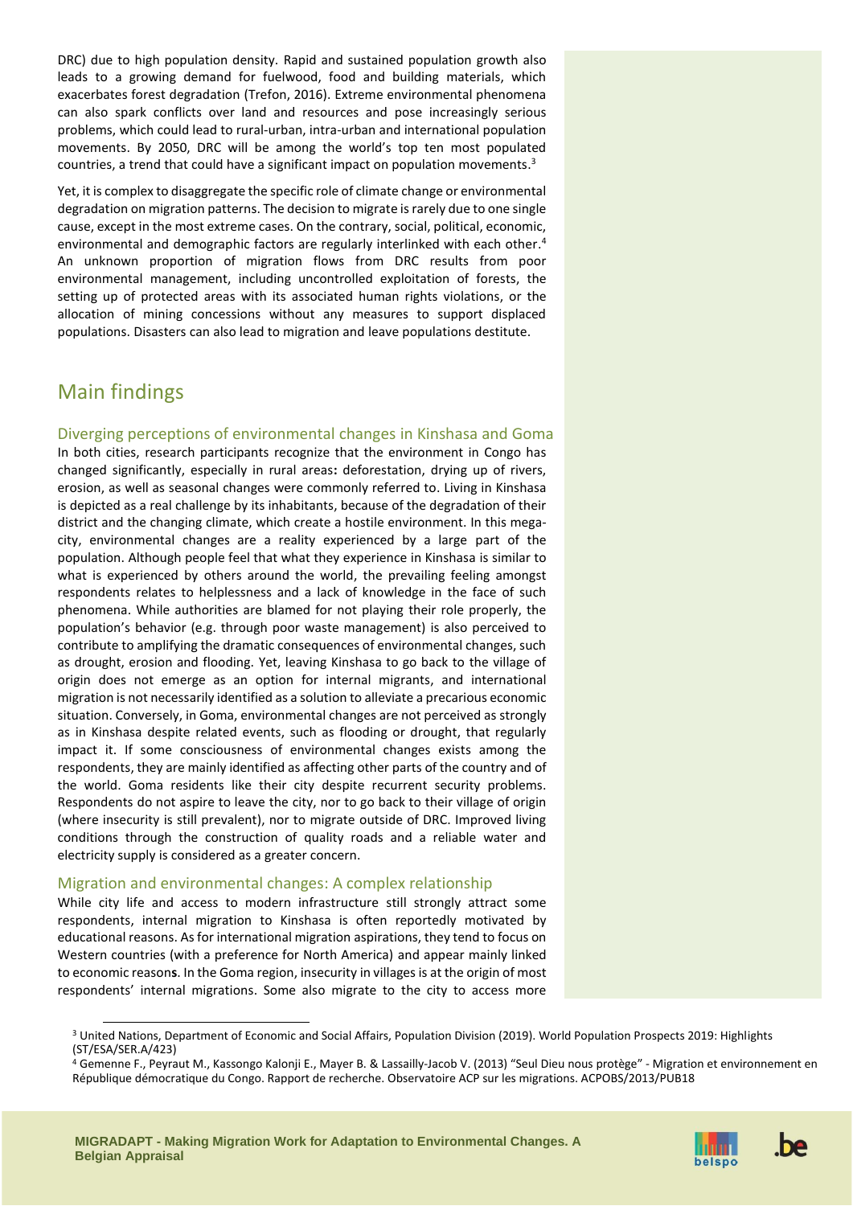DRC) due to high population density. Rapid and sustained population growth also leads to a growing demand for fuelwood, food and building materials, which exacerbates forest degradation (Trefon, 2016). Extreme environmental phenomena can also spark conflicts over land and resources and pose increasingly serious problems, which could lead to rural-urban, intra-urban and international population movements. By 2050, DRC will be among the world's top ten most populated countries, a trend that could have a significant impact on population movements.[3]

Yet, it is complex to disaggregate the specific role of climate change or environmental degradation on migration patterns. The decision to migrate is rarely due to one single cause, except in the most extreme cases. On the contrary, social, political, economic, environmental and demographic factors are regularly interlinked with each other.[4] An unknown proportion of migration flows from DRC results from poor environmental management, including uncontrolled exploitation of forests, the setting up of protected areas with its associated human rights violations, or the allocation of mining concessions without any measures to support displaced populations. Disasters can also lead to migration and leave populations destitute.

## Main findings

### Diverging perceptions of environmental changes in Kinshasa and Goma

In both cities, research participants recognize that the environment in Congo has changed significantly, especially in rural areas**:** deforestation, drying up of rivers, erosion, as well as seasonal changes were commonly referred to. Living in Kinshasa is depicted as a real challenge by its inhabitants, because of the degradation of their district and the changing climate, which create a hostile environment. In this mega-city, environmental changes are a reality experienced by a large part of the population. Although people feel that what they experience in Kinshasa is similar to what is experienced by others around the world, the prevailing feeling amongst respondents relates to helplessness and a lack of knowledge in the face of such phenomena. While authorities are blamed for not playing their role properly, the population's behavior (e.g. through poor waste management) is also perceived to contribute to amplifying the dramatic consequences of environmental changes, such as drought, erosion and flooding. Yet, leaving Kinshasa to go back to the village of origin does not emerge as an option for internal migrants, and international migration is not necessarily identified as a solution to alleviate a precarious economic situation. Conversely, in Goma, environmental changes are not perceived as strongly as in Kinshasa despite related events, such as flooding or drought, that regularly impact it. If some consciousness of environmental changes exists among the respondents, they are mainly identified as affecting other parts of the country and of the world. Goma residents like their city despite recurrent security problems. Respondents do not aspire to leave the city, nor to go back to their village of origin (where insecurity is still prevalent), nor to migrate outside of DRC. Improved living conditions through the construction of quality roads and a reliable water and electricity supply is considered as a greater concern.

### Migration and environmental changes: A complex relationship

While city life and access to modern infrastructure still strongly attract some respondents, internal migration to Kinshasa is often reportedly motivated by educational reasons. As for international migration aspirations, they tend to focus on Western countries (with a preference for North America) and appear mainly linked to economic reason**s**. In the Goma region, insecurity in villages is at the origin of most respondents' internal migrations. Some also migrate to the city to access more

[3] United Nations, Department of Economic and Social Affairs, Population Division (2019). World Population Prospects 2019: Highlights (ST/ESA/SER.A/423)

[4] Gemenne F., Peyraut M., Kassongo Kalonji E., Mayer B. & Lassailly-Jacob V. (2013) "Seul Dieu nous protège" - Migration et environnement en République démocratique du Congo. Rapport de recherche. Observatoire ACP sur les migrations. ACPOBS/2013/PUB18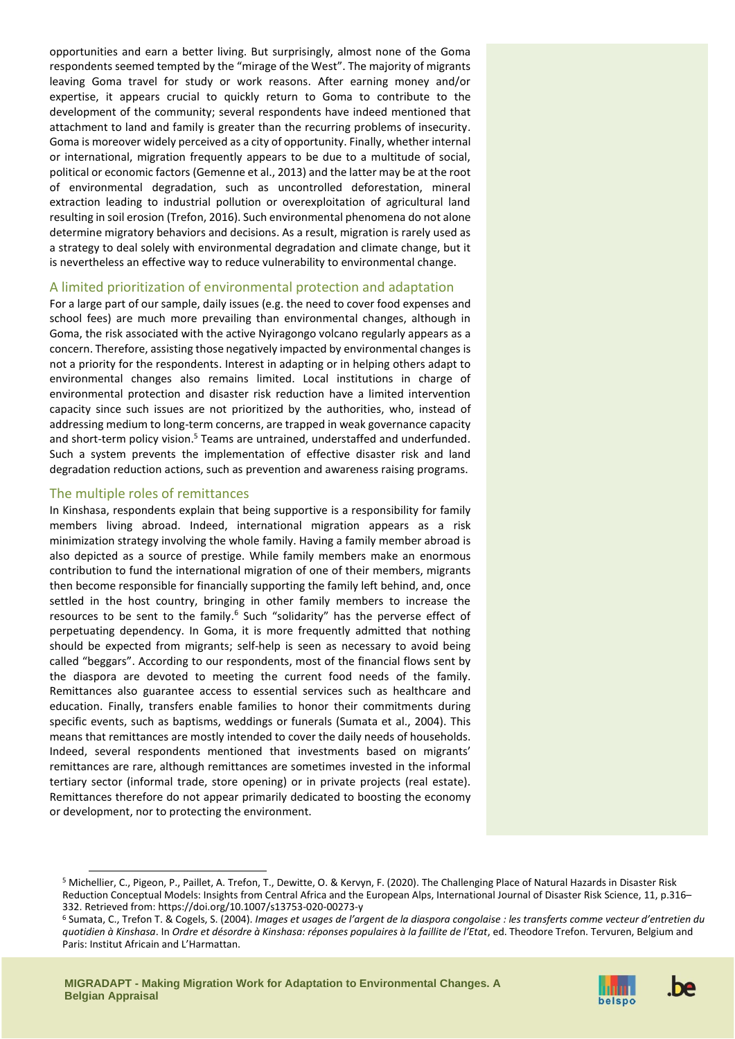opportunities and earn a better living. But surprisingly, almost none of the Goma respondents seemed tempted by the "mirage of the West". The majority of migrants leaving Goma travel for study or work reasons. After earning money and/or expertise, it appears crucial to quickly return to Goma to contribute to the development of the community; several respondents have indeed mentioned that attachment to land and family is greater than the recurring problems of insecurity. Goma is moreover widely perceived as a city of opportunity. Finally, whether internal or international, migration frequently appears to be due to a multitude of social, political or economic factors (Gemenne et al., 2013) and the latter may be at the root of environmental degradation, such as uncontrolled deforestation, mineral extraction leading to industrial pollution or overexploitation of agricultural land resulting in soil erosion (Trefon, 2016). Such environmental phenomena do not alone determine migratory behaviors and decisions. As a result, migration is rarely used as a strategy to deal solely with environmental degradation and climate change, but it is nevertheless an effective way to reduce vulnerability to environmental change.

## A limited prioritization of environmental protection and adaptation

For a large part of our sample, daily issues (e.g. the need to cover food expenses and school fees) are much more prevailing than environmental changes, although in Goma, the risk associated with the active Nyiragongo volcano regularly appears as a concern. Therefore, assisting those negatively impacted by environmental changes is not a priority for the respondents. Interest in adapting or in helping others adapt to environmental changes also remains limited. Local institutions in charge of environmental protection and disaster risk reduction have a limited intervention capacity since such issues are not prioritized by the authorities, who, instead of addressing medium to long-term concerns, are trapped in weak governance capacity and short-term policy vision.[5] Teams are untrained, understaffed and underfunded. Such a system prevents the implementation of effective disaster risk and land degradation reduction actions, such as prevention and awareness raising programs.

## The multiple roles of remittances

In Kinshasa, respondents explain that being supportive is a responsibility for family members living abroad. Indeed, international migration appears as a risk minimization strategy involving the whole family. Having a family member abroad is also depicted as a source of prestige. While family members make an enormous contribution to fund the international migration of one of their members, migrants then become responsible for financially supporting the family left behind, and, once settled in the host country, bringing in other family members to increase the resources to be sent to the family.[6] Such "solidarity" has the perverse effect of perpetuating dependency. In Goma, it is more frequently admitted that nothing should be expected from migrants; self-help is seen as necessary to avoid being called "beggars". According to our respondents, most of the financial flows sent by the diaspora are devoted to meeting the current food needs of the family. Remittances also guarantee access to essential services such as healthcare and education. Finally, transfers enable families to honor their commitments during specific events, such as baptisms, weddings or funerals (Sumata et al., 2004). This means that remittances are mostly intended to cover the daily needs of households. Indeed, several respondents mentioned that investments based on migrants' remittances are rare, although remittances are sometimes invested in the informal tertiary sector (informal trade, store opening) or in private projects (real estate). Remittances therefore do not appear primarily dedicated to boosting the economy or development, nor to protecting the environment.

---

[5] Michellier, C., Pigeon, P., Paillet, A. Trefon, T., Dewitte, O. & Kervyn, F. (2020). The Challenging Place of Natural Hazards in Disaster Risk Reduction Conceptual Models: Insights from Central Africa and the European Alps, International Journal of Disaster Risk Science, 11, p.316–332. Retrieved from: https://doi.org/10.1007/s13753-020-00273-y

[6] Sumata, C., Trefon T. & Cogels, S. (2004). *Images et usages de l'argent de la diaspora congolaise : les transferts comme vecteur d'entretien du quotidien à Kinshasa*. In *Ordre et désordre à Kinshasa: réponses populaires à la faillite de l'Etat*, ed. Theodore Trefon. Tervuren, Belgium and Paris: Institut Africain and L'Harmattan.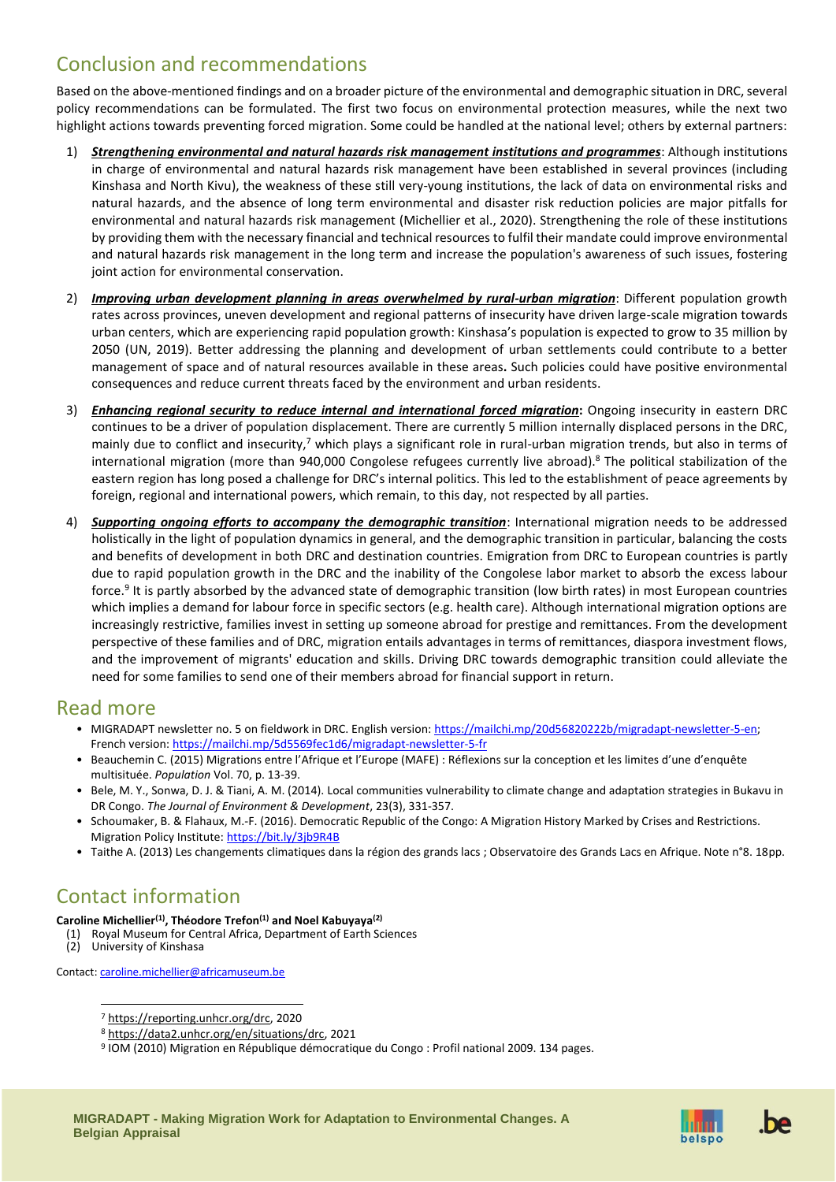## Conclusion and recommendations

Based on the above-mentioned findings and on a broader picture of the environmental and demographic situation in DRC, several policy recommendations can be formulated. The first two focus on environmental protection measures, while the next two highlight actions towards preventing forced migration. Some could be handled at the national level; others by external partners:

1) ***Strengthening environmental and natural hazards risk management institutions and programmes***: Although institutions in charge of environmental and natural hazards risk management have been established in several provinces (including Kinshasa and North Kivu), the weakness of these still very-young institutions, the lack of data on environmental risks and natural hazards, and the absence of long term environmental and disaster risk reduction policies are major pitfalls for environmental and natural hazards risk management (Michellier et al., 2020). Strengthening the role of these institutions by providing them with the necessary financial and technical resources to fulfil their mandate could improve environmental and natural hazards risk management in the long term and increase the population's awareness of such issues, fostering joint action for environmental conservation.

2) ***Improving urban development planning in areas overwhelmed by rural-urban migration***: Different population growth rates across provinces, uneven development and regional patterns of insecurity have driven large-scale migration towards urban centers, which are experiencing rapid population growth: Kinshasa's population is expected to grow to 35 million by 2050 (UN, 2019). Better addressing the planning and development of urban settlements could contribute to a better management of space and of natural resources available in these areas**.** Such policies could have positive environmental consequences and reduce current threats faced by the environment and urban residents.

3) ***Enhancing regional security to reduce internal and international forced migration*****:** Ongoing insecurity in eastern DRC continues to be a driver of population displacement. There are currently 5 million internally displaced persons in the DRC, mainly due to conflict and insecurity,[7] which plays a significant role in rural-urban migration trends, but also in terms of international migration (more than 940,000 Congolese refugees currently live abroad).[8] The political stabilization of the eastern region has long posed a challenge for DRC's internal politics. This led to the establishment of peace agreements by foreign, regional and international powers, which remain, to this day, not respected by all parties.

4) ***Supporting ongoing efforts to accompany the demographic transition***: International migration needs to be addressed holistically in the light of population dynamics in general, and the demographic transition in particular, balancing the costs and benefits of development in both DRC and destination countries. Emigration from DRC to European countries is partly due to rapid population growth in the DRC and the inability of the Congolese labor market to absorb the excess labour force.[9] It is partly absorbed by the advanced state of demographic transition (low birth rates) in most European countries which implies a demand for labour force in specific sectors (e.g. health care). Although international migration options are increasingly restrictive, families invest in setting up someone abroad for prestige and remittances. From the development perspective of these families and of DRC, migration entails advantages in terms of remittances, diaspora investment flows, and the improvement of migrants' education and skills. Driving DRC towards demographic transition could alleviate the need for some families to send one of their members abroad for financial support in return.

## Read more

- MIGRADAPT newsletter no. 5 on fieldwork in DRC. English version: https://mailchi.mp/20d56820222b/migradapt-newsletter-5-en; French version: https://mailchi.mp/5d5569fec1d6/migradapt-newsletter-5-fr
- Beauchemin C. (2015) Migrations entre l'Afrique et l'Europe (MAFE) : Réflexions sur la conception et les limites d'une d'enquête multisituée. *Population* Vol. 70, p. 13-39.
- Bele, M. Y., Sonwa, D. J. & Tiani, A. M. (2014). Local communities vulnerability to climate change and adaptation strategies in Bukavu in DR Congo. *The Journal of Environment & Development*, 23(3), 331-357.
- Schoumaker, B. & Flahaux, M.-F. (2016). Democratic Republic of the Congo: A Migration History Marked by Crises and Restrictions. Migration Policy Institute: https://bit.ly/3jb9R4B
- Taithe A. (2013) Les changements climatiques dans la région des grands lacs ; Observatoire des Grands Lacs en Afrique. Note n°8. 18pp.

## Contact information

**Caroline Michellier[1], Théodore Trefon[1] and Noel Kabuyaya[2]**

(1) Royal Museum for Central Africa, Department of Earth Sciences
(2) University of Kinshasa

Contact: caroline.michellier@africamuseum.be

---

[7] https://reporting.unhcr.org/drc, 2020

[8] https://data2.unhcr.org/en/situations/drc, 2021

[9] IOM (2010) Migration en République démocratique du Congo : Profil national 2009. 134 pages.